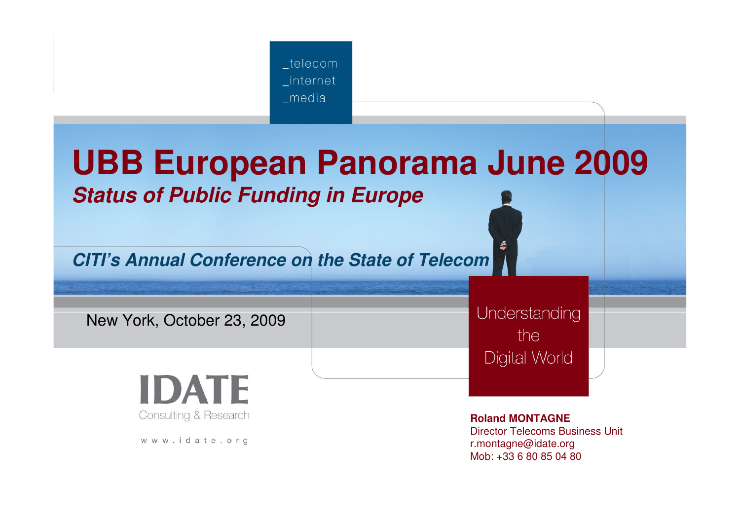_telecom
_internet
_media

# UBB European Panorama June 2009

## *Status of Public Funding in Europe*

***CITI's Annual Conference on the State of Telecom***

New York, October 23, 2009

Understanding the Digital World

IDATE
Consulting & Research

www.idate.org

**Roland MONTAGNE**
Director Telecoms Business Unit
r.montagne@idate.org
Mob: +33 6 80 85 04 80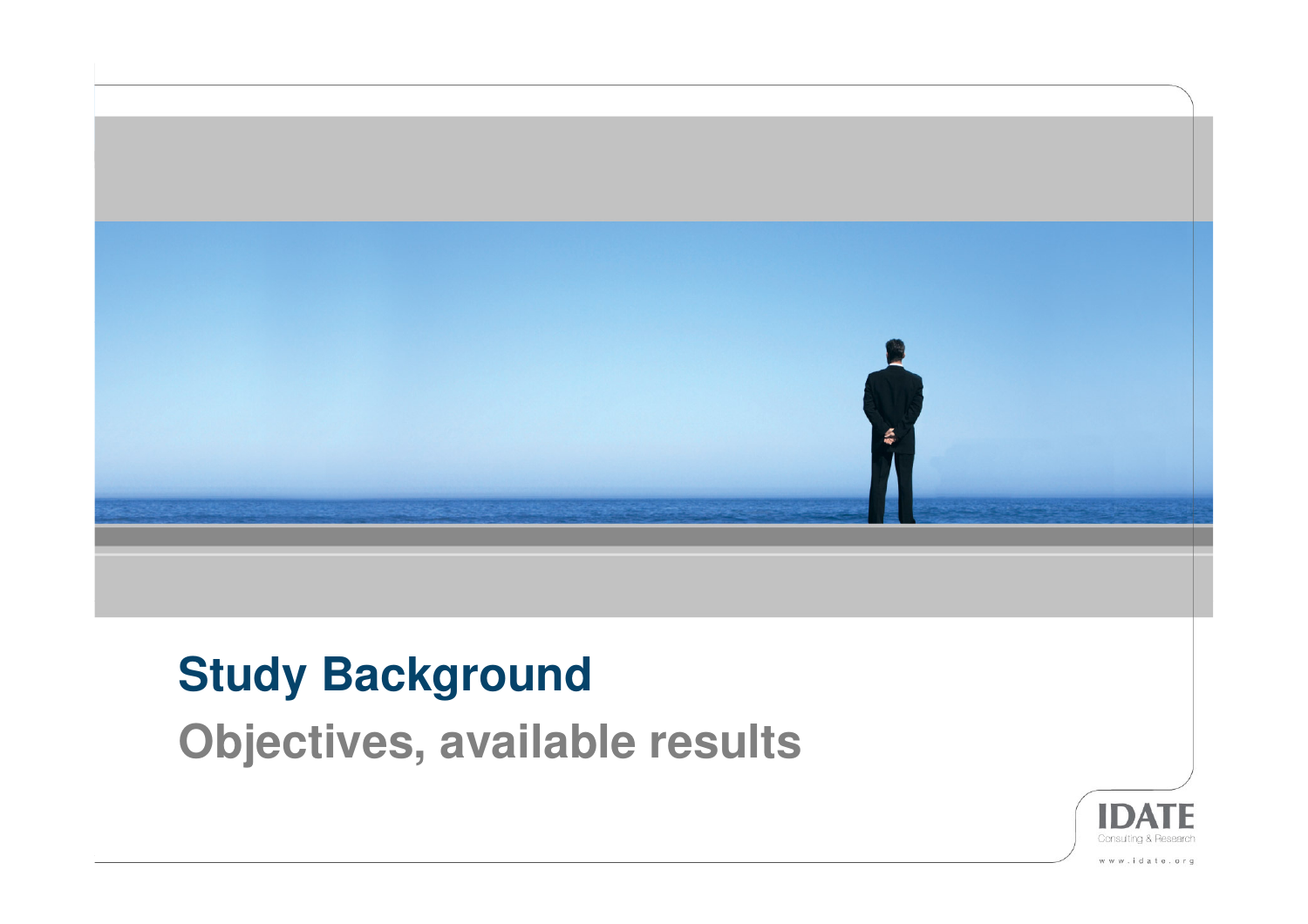# Study Background

## Objectives, available results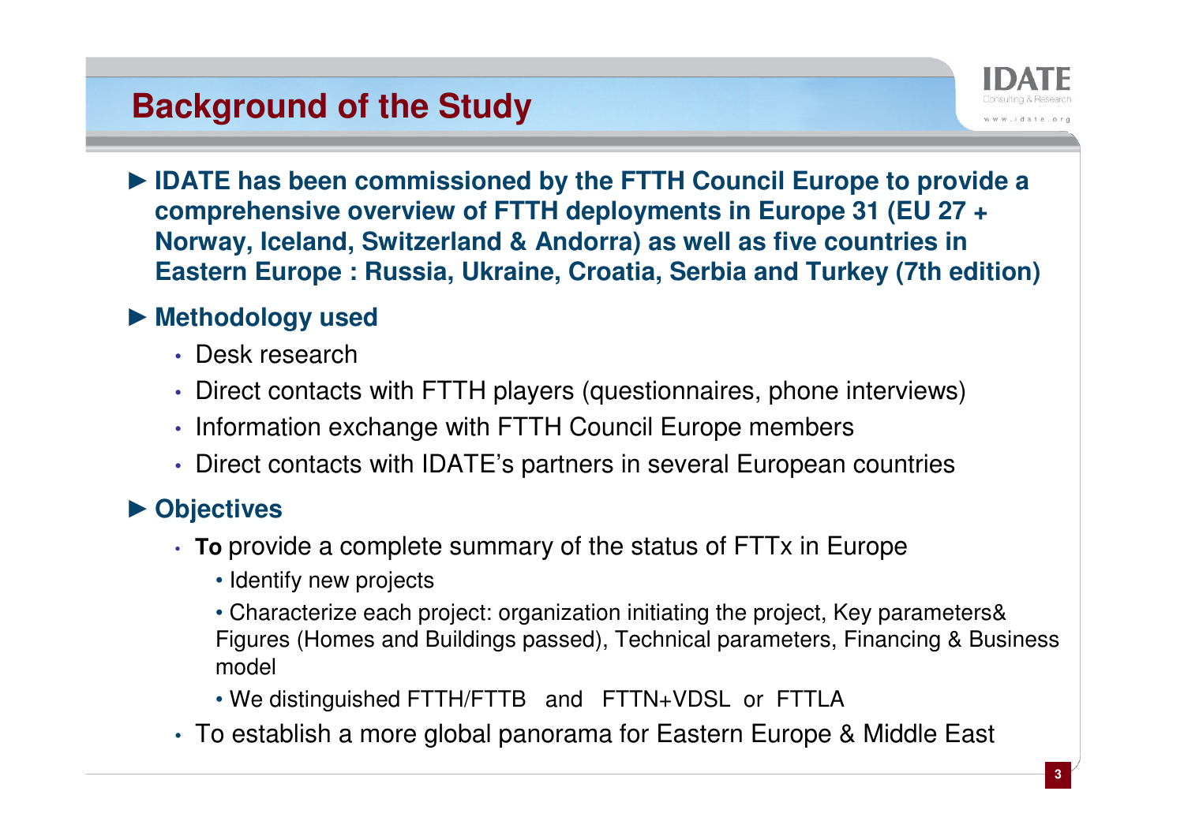# Background of the Study

- **IDATE has been commissioned by the FTTH Council Europe to provide a comprehensive overview of FTTH deployments in Europe 31 (EU 27 + Norway, Iceland, Switzerland & Andorra) as well as five countries in Eastern Europe : Russia, Ukraine, Croatia, Serbia and Turkey (7th edition)**

- **Methodology used**
  - Desk research
  - Direct contacts with FTTH players (questionnaires, phone interviews)
  - Information exchange with FTTH Council Europe members
  - Direct contacts with IDATE's partners in several European countries

- **Objectives**
  - **To** provide a complete summary of the status of FTTx in Europe
    - Identify new projects
    - Characterize each project: organization initiating the project, Key parameters& Figures (Homes and Buildings passed), Technical parameters, Financing & Business model
    - We distinguished FTTH/FTTB and FTTN+VDSL or FTTLA
  - To establish a more global panorama for Eastern Europe & Middle East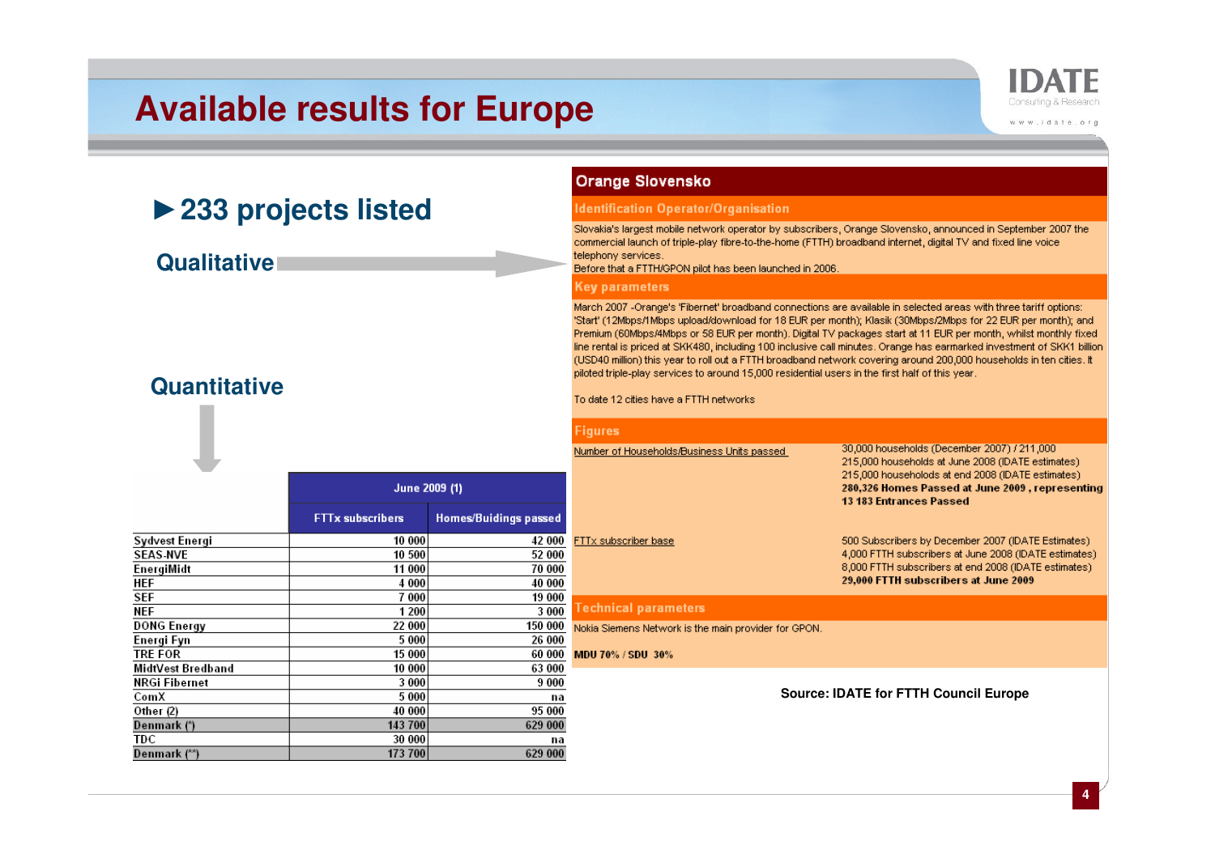# Available results for Europe

## ►233 projects listed

**Qualitative**

**Quantitative**

| | June 2009 (1) | |
|---|---|---|
| | FTTx subscribers | Homes/Buildings passed |
| Sydvest Energi | 10 000 | 42 000 |
| SEAS-NVE | 10 500 | 52 000 |
| EnergiMidt | 11 000 | 70 000 |
| HEF | 4 000 | 40 000 |
| SEF | 7 000 | 19 000 |
| NEF | 1 200 | 3 000 |
| DONG Energy | 22 000 | 150 000 |
| Energi Fyn | 5 000 | 26 000 |
| TRE FOR | 15 000 | 60 000 |
| MidtVest Bredband | 10 000 | 63 000 |
| NRGi Fibernet | 3 000 | 9 000 |
| ComX | 5 000 | na |
| Other (2) | 40 000 | 95 000 |
| Denmark (*) | 143 700 | 629 000 |
| TDC | 30 000 | na |
| Denmark (**) | 173 700 | 629 000 |

### Orange Slovensko

**Identification Operator/Organisation**

Slovakia's largest mobile network operator by subscribers, Orange Slovensko, announced in September 2007 the commercial launch of triple-play fibre-to-the-home (FTTH) broadband internet, digital TV and fixed line voice telephony services.
Before that a FTTH/GPON pilot has been launched in 2006.

**Key parameters**

March 2007 -Orange's 'Fibernet' broadband connections are available in selected areas with three tariff options: 'Start' (12Mbps/1Mbps upload/download for 18 EUR per month); Klasik (30Mbps/2Mbps for 22 EUR per month); and Premium (60Mbps/4Mbps or 58 EUR per month). Digital TV packages start at 11 EUR per month, whilst monthly fixed line rental is priced at SKK480, including 100 inclusive call minutes. Orange has earmarked investment of SKK1 billion (USD40 million) this year to roll out a FTTH broadband network covering around 200,000 households in ten cities. It piloted triple-play services to around 15,000 residential users in the first half of this year.

To date 12 cities have a FTTH networks

**Figures**

| | |
|---|---|
| Number of Households/Business Units passed | 30,000 households (December 2007) / 211,000<br>215,000 households at June 2008 (IDATE estimates)<br>215,000 households at end 2008 (IDATE estimates)<br>**280,326 Homes Passed at June 2009 , representing 13 183 Entrances Passed** |
| FTTx subscriber base | 500 Subscribers by December 2007 (IDATE Estimates)<br>4,000 FTTH subscribers at June 2008 (IDATE estimates)<br>8,000 FTTH subscribers at end 2008 (IDATE estimates)<br>**29,000 FTTH subscribers at June 2009** |

**Technical parameters**

Nokia Siemens Network is the main provider for GPON.

**MDU 70% / SDU 30%**

**Source: IDATE for FTTH Council Europe**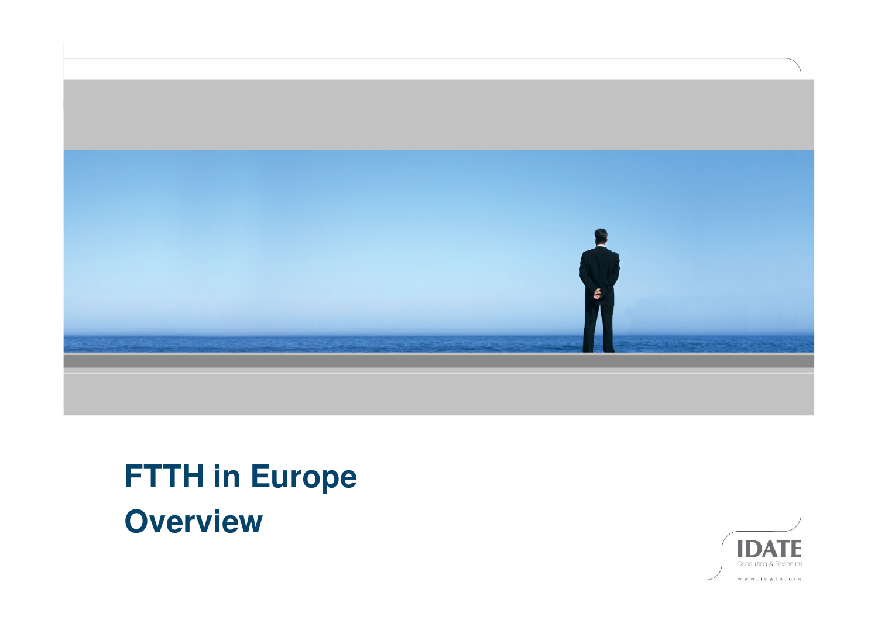# FTTH in Europe

## Overview

IDATE
Consulting & Research

www.idate.org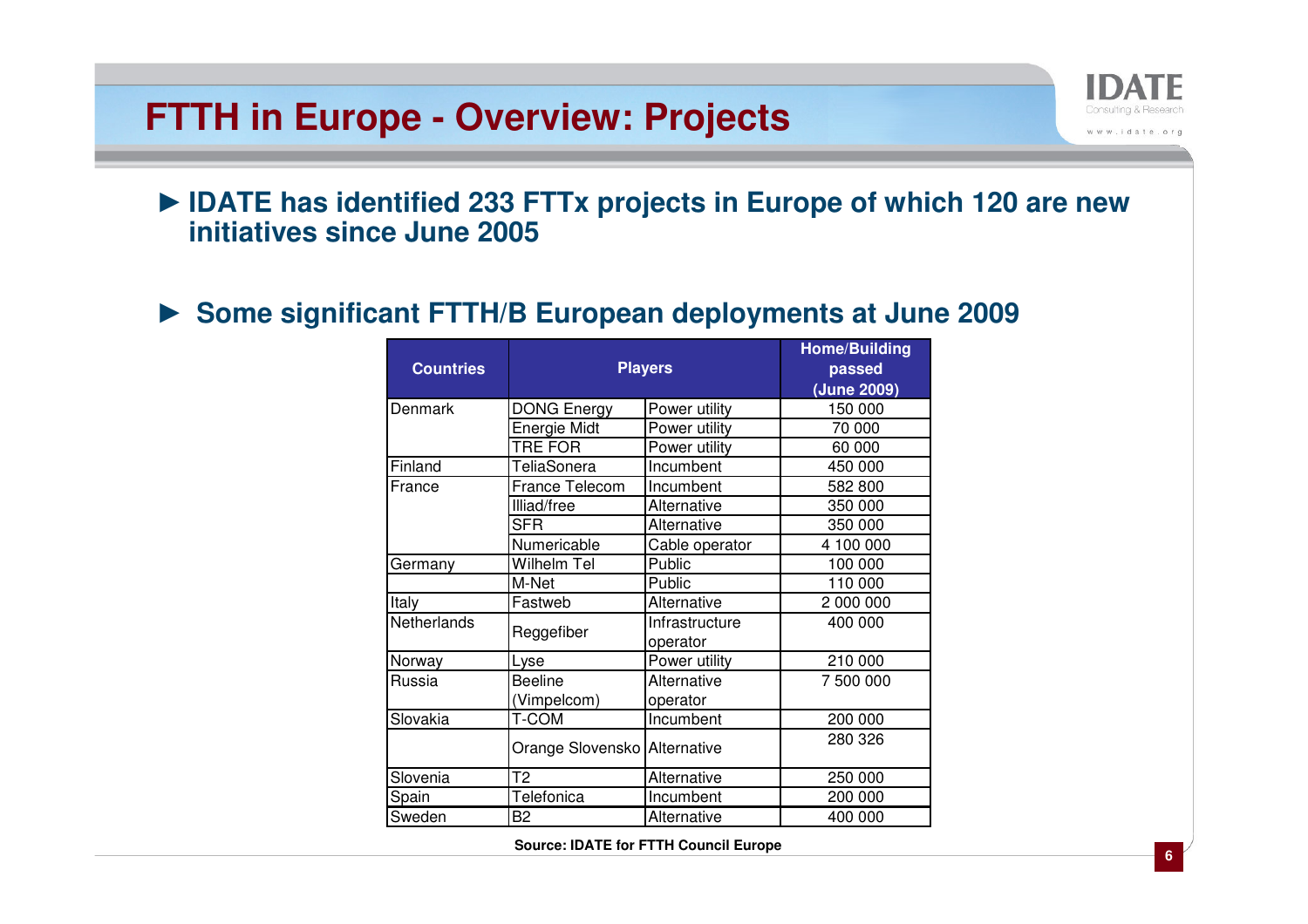# FTTH in Europe - Overview: Projects

► **IDATE has identified 233 FTTx projects in Europe of which 120 are new initiatives since June 2005**

► **Some significant FTTH/B European deployments at June 2009**

| Countries | Players | | Home/Building passed (June 2009) |
|---|---|---|---|
| Denmark | DONG Energy | Power utility | 150 000 |
| | Energie Midt | Power utility | 70 000 |
| | TRE FOR | Power utility | 60 000 |
| Finland | TeliaSonera | Incumbent | 450 000 |
| France | France Telecom | Incumbent | 582 800 |
| | Illiad/free | Alternative | 350 000 |
| | SFR | Alternative | 350 000 |
| | Numericable | Cable operator | 4 100 000 |
| Germany | Wilhelm Tel | Public | 100 000 |
| | M-Net | Public | 110 000 |
| Italy | Fastweb | Alternative | 2 000 000 |
| Netherlands | Reggefiber | Infrastructure operator | 400 000 |
| Norway | Lyse | Power utility | 210 000 |
| Russia | Beeline (Vimpelcom) | Alternative operator | 7 500 000 |
| Slovakia | T-COM | Incumbent | 200 000 |
| | Orange Slovensko | Alternative | 280 326 |
| Slovenia | T2 | Alternative | 250 000 |
| Spain | Telefonica | Incumbent | 200 000 |
| Sweden | B2 | Alternative | 400 000 |

**Source: IDATE for FTTH Council Europe**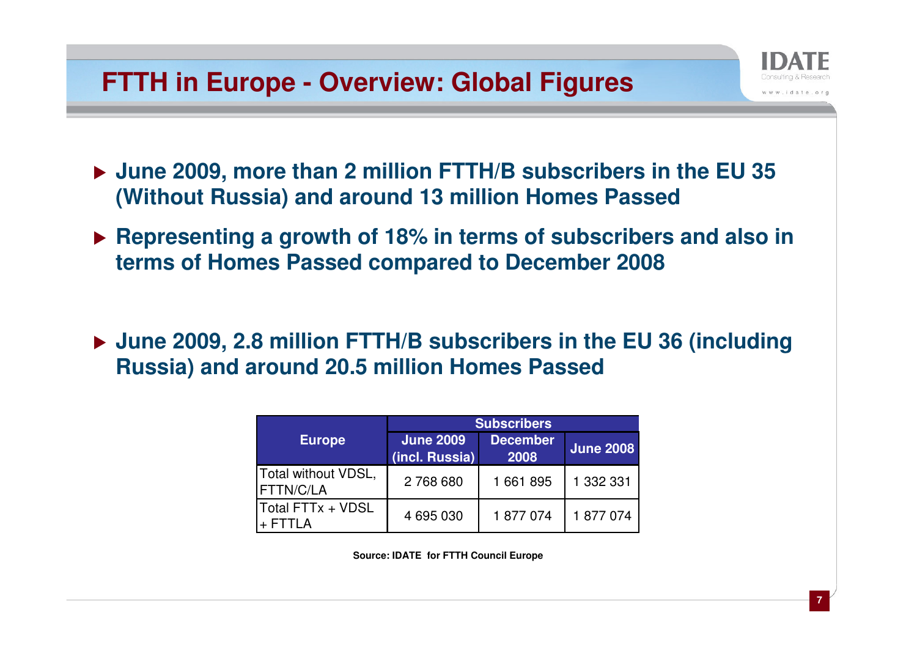# FTTH in Europe - Overview: Global Figures

- **June 2009, more than 2 million FTTH/B subscribers in the EU 35 (Without Russia) and around 13 million Homes Passed**
- **Representing a growth of 18% in terms of subscribers and also in terms of Homes Passed compared to December 2008**

- **June 2009, 2.8 million FTTH/B subscribers in the EU 36 (including Russia) and around 20.5 million Homes Passed**

| Europe | Subscribers | | |
|---|---|---|---|
| | June 2009 (incl. Russia) | December 2008 | June 2008 |
| Total without VDSL, FTTN/C/LA | 2 768 680 | 1 661 895 | 1 332 331 |
| Total FTTx + VDSL + FTTLA | 4 695 030 | 1 877 074 | 1 877 074 |

**Source: IDATE for FTTH Council Europe**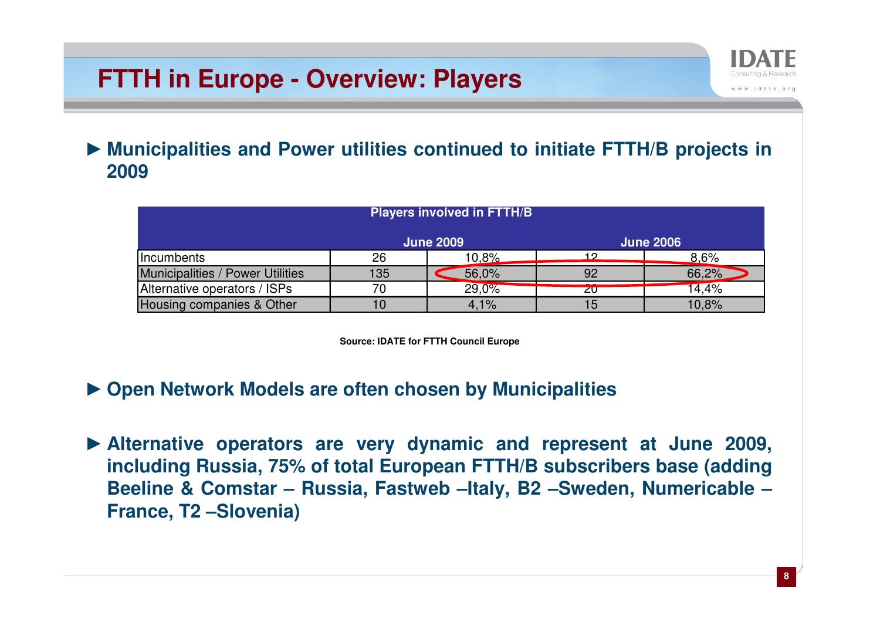# FTTH in Europe - Overview: Players

► **Municipalities and Power utilities continued to initiate FTTH/B projects in 2009**

| Players involved in FTTH/B | June 2009 | | June 2006 | |
|---|---|---|---|---|
| Incumbents | 26 | 10,8% | 12 | 8,6% |
| Municipalities / Power Utilities | 135 | 56,0% | 92 | 66,2% |
| Alternative operators / ISPs | 70 | 29,0% | 20 | 14,4% |
| Housing companies & Other | 10 | 4,1% | 15 | 10,8% |

**Source: IDATE for FTTH Council Europe**

► **Open Network Models are often chosen by Municipalities**

► **Alternative operators are very dynamic and represent at June 2009, including Russia, 75% of total European FTTH/B subscribers base (adding Beeline & Comstar – Russia, Fastweb –Italy, B2 –Sweden, Numericable – France, T2 –Slovenia)**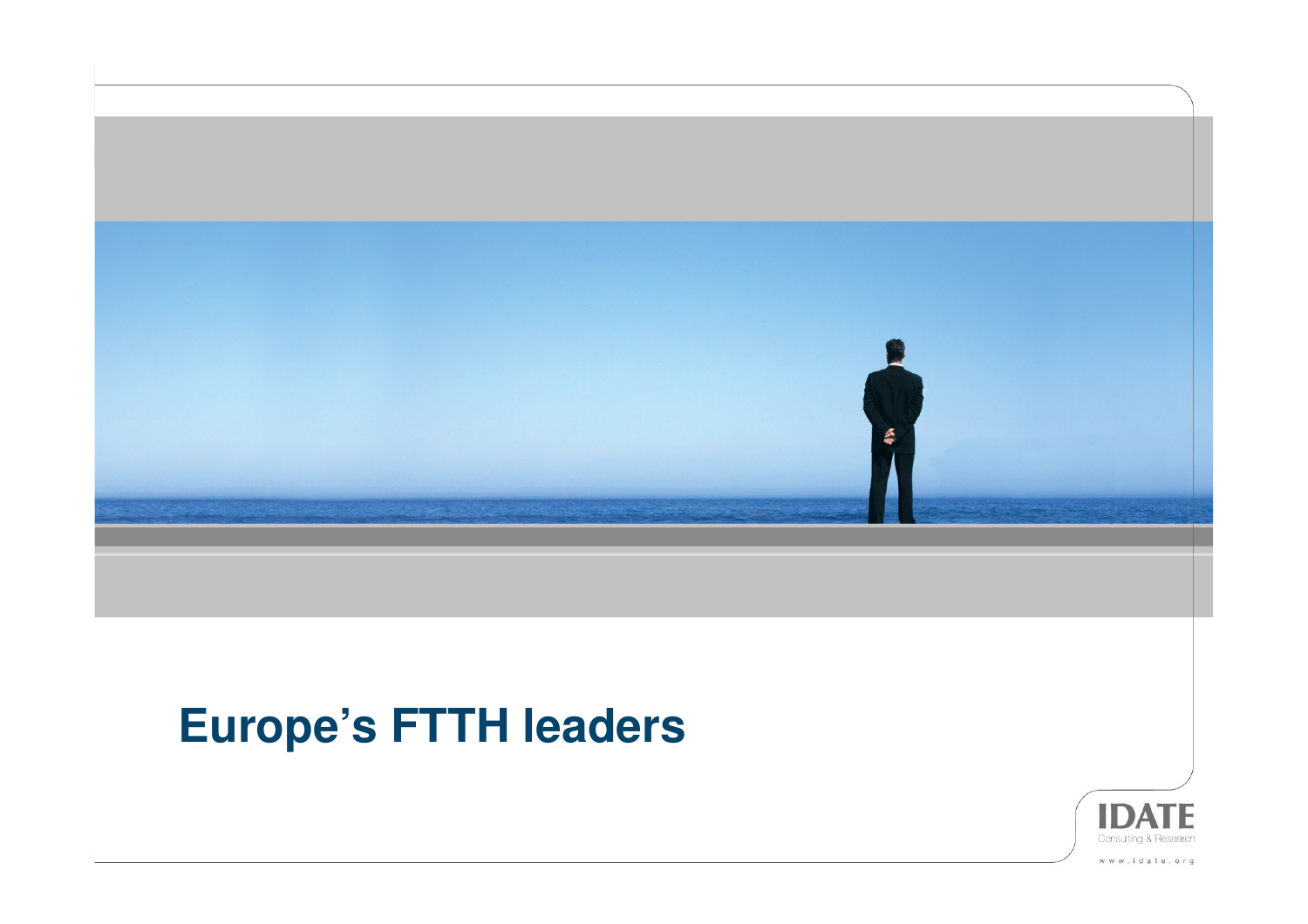# Europe's FTTH leaders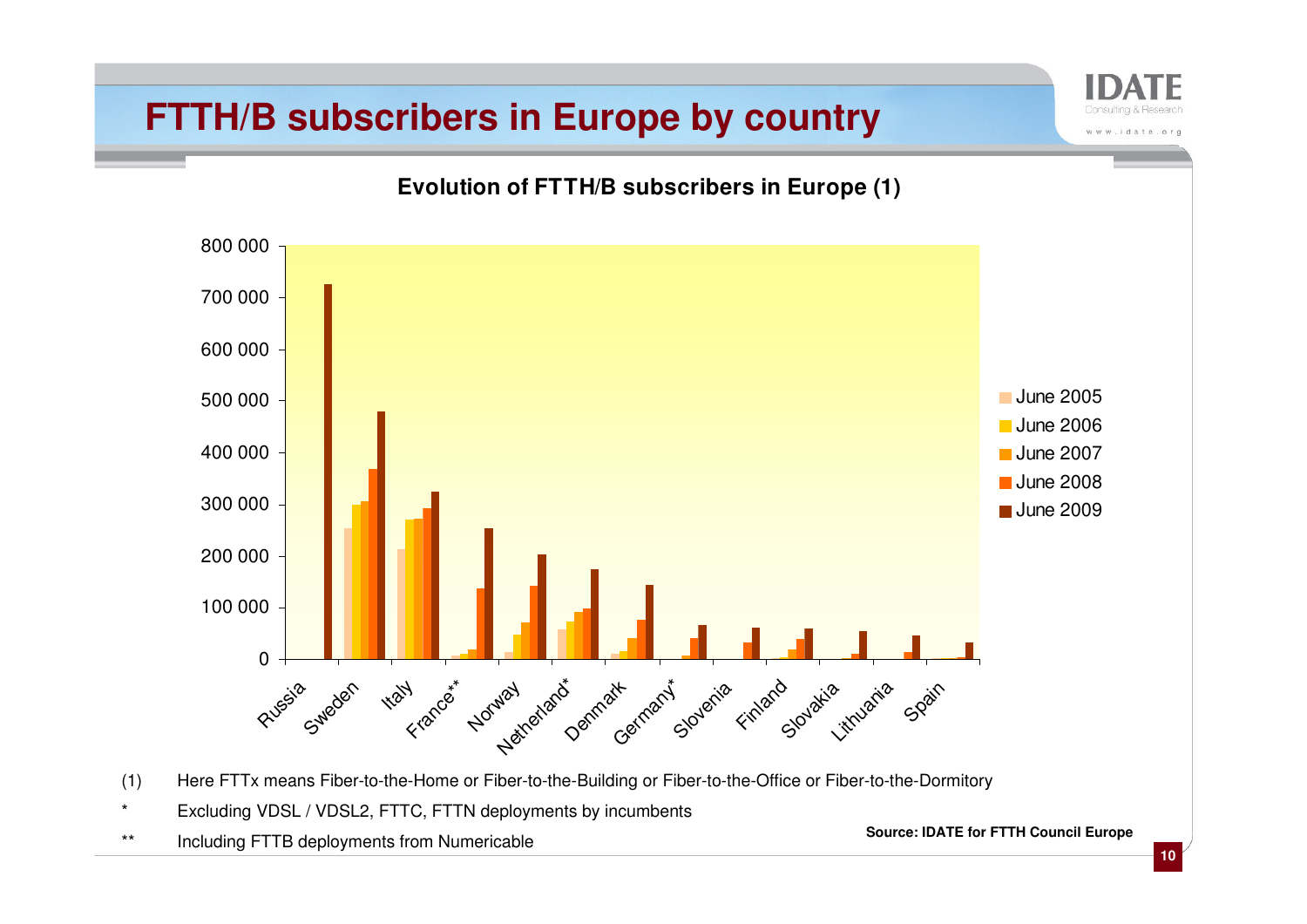# FTTH/B subscribers in Europe by country

**Evolution of FTTH/B subscribers in Europe (1)**

(1) Here FTTx means Fiber-to-the-Home or Fiber-to-the-Building or Fiber-to-the-Office or Fiber-to-the-Dormitory

\* Excluding VDSL / VDSL2, FTTC, FTTN deployments by incumbents

\*\* Including FTTB deployments from Numericable

**Source: IDATE for FTTH Council Europe**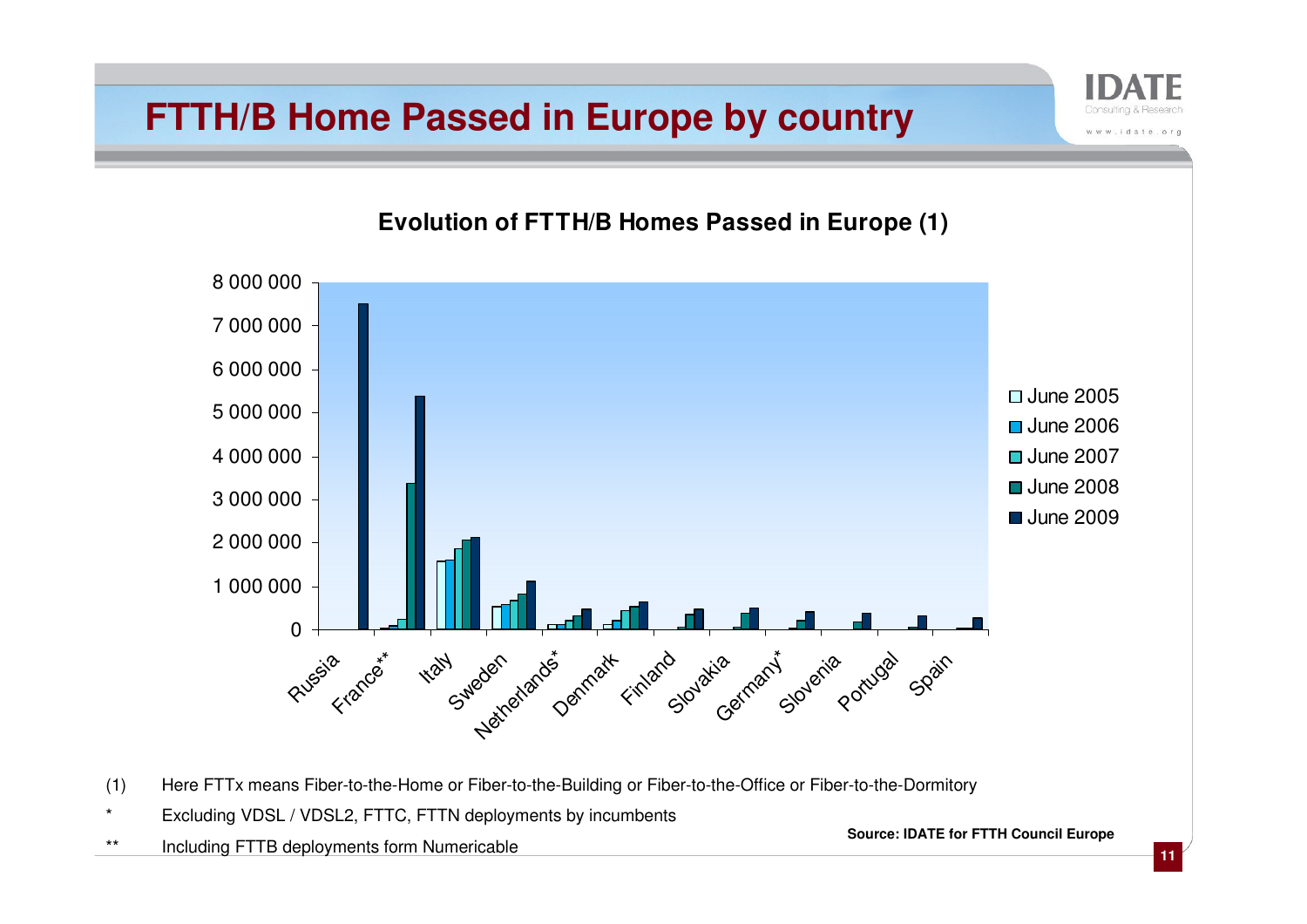# FTTH/B Home Passed in Europe by country

**Evolution of FTTH/B Homes Passed in Europe (1)**

(1) Here FTTx means Fiber-to-the-Home or Fiber-to-the-Building or Fiber-to-the-Office or Fiber-to-the-Dormitory

\* Excluding VDSL / VDSL2, FTTC, FTTN deployments by incumbents

\*\* Including FTTB deployments form Numericable

**Source: IDATE for FTTH Council Europe**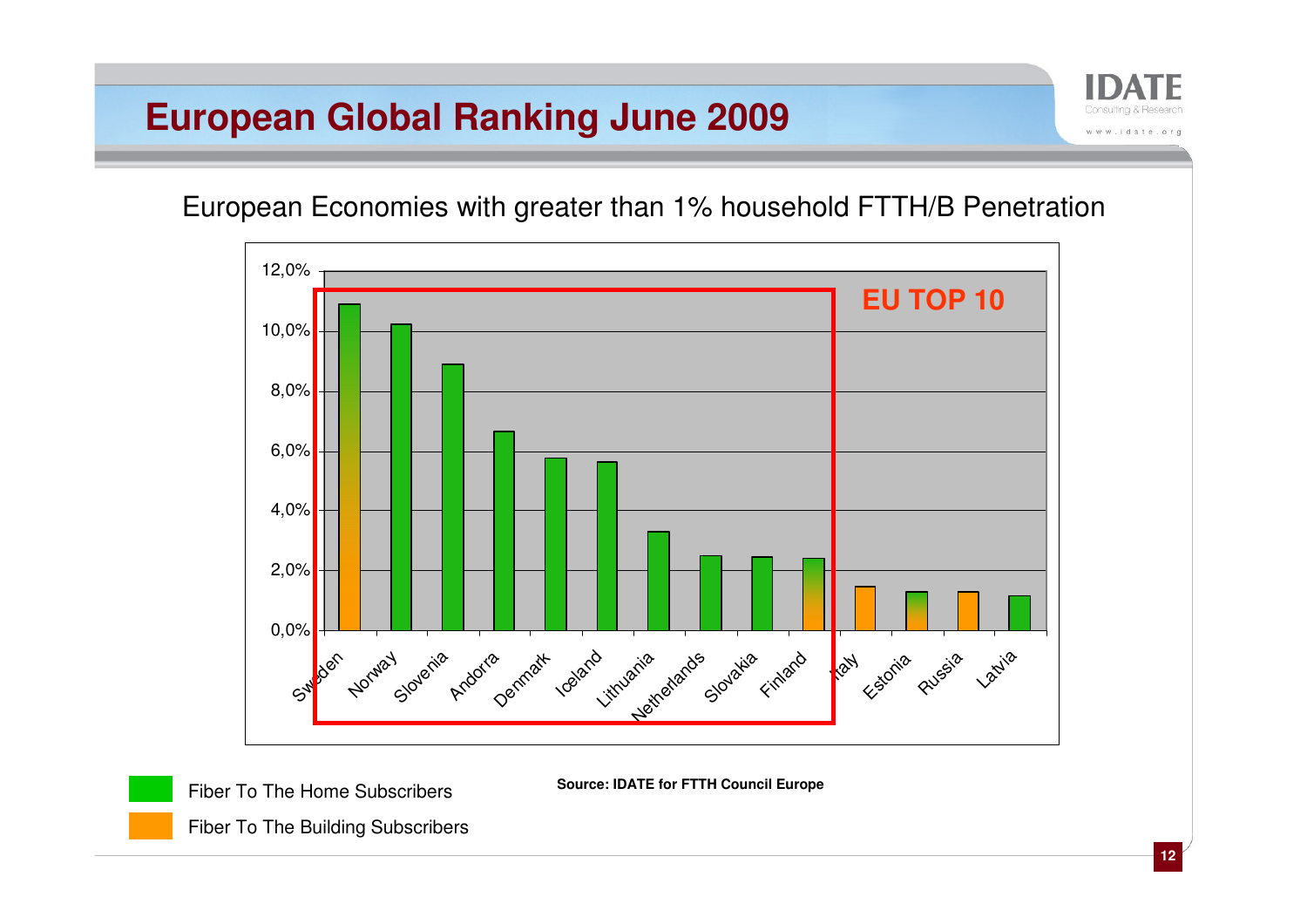# European Global Ranking June 2009

European Economies with greater than 1% household FTTH/B Penetration

EU TOP 10

| Country | Penetration |
|---|---|
| Sweden | ~10.9% |
| Norway | ~10.2% |
| Slovenia | ~8.9% |
| Andorra | ~6.6% |
| Denmark | ~5.7% |
| Iceland | ~5.6% |
| Lithuania | ~3.3% |
| Netherlands | ~2.5% |
| Slovakia | ~2.4% |
| Finland | ~2.4% |
| Italy | ~1.4% |
| Estonia | ~1.3% |
| Russia | ~1.3% |
| Latvia | ~1.1% |

Fiber To The Home Subscribers

Fiber To The Building Subscribers

**Source: IDATE for FTTH Council Europe**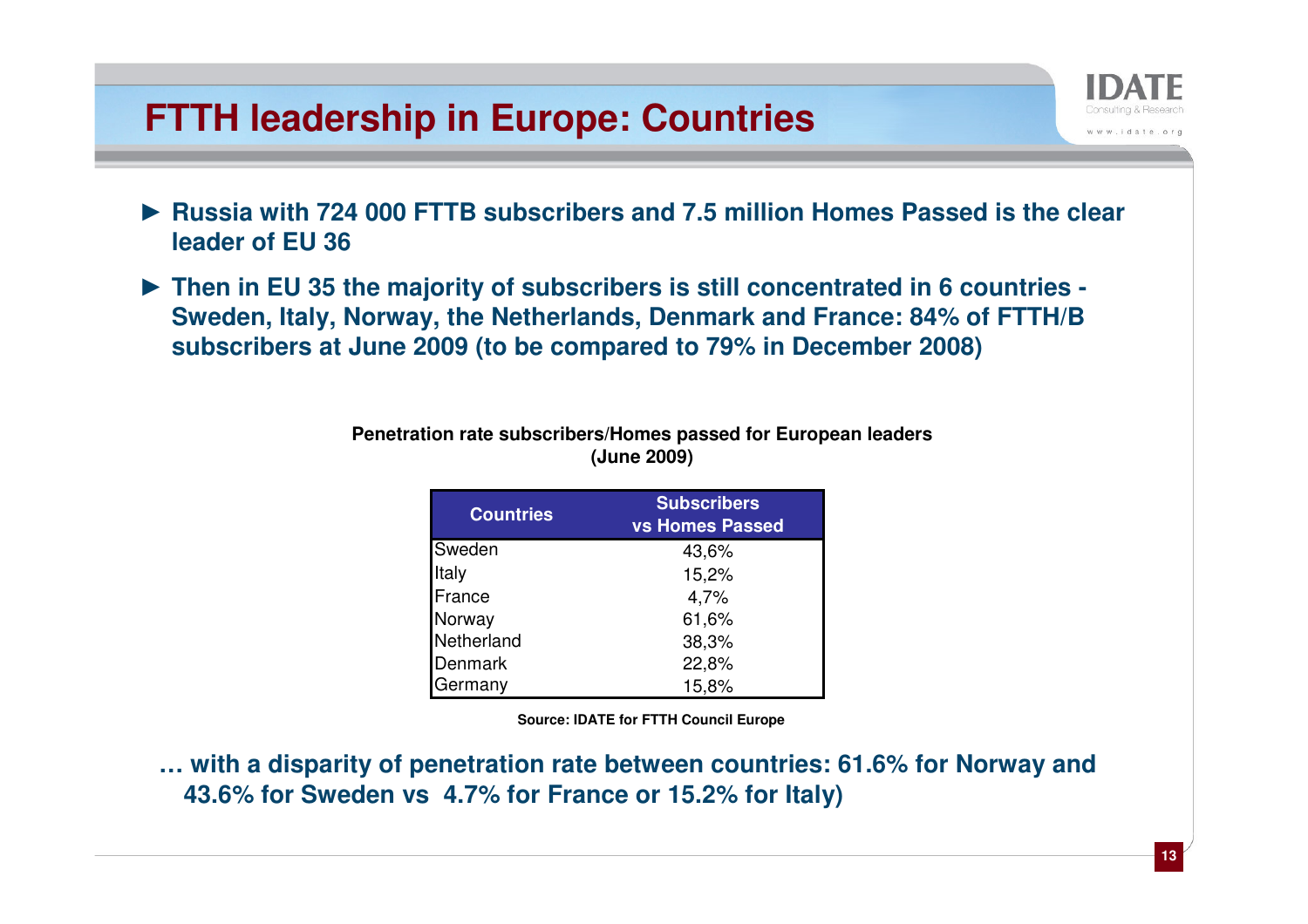# FTTH leadership in Europe: Countries

- ► **Russia with 724 000 FTTB subscribers and 7.5 million Homes Passed is the clear leader of EU 36**
- ► **Then in EU 35 the majority of subscribers is still concentrated in 6 countries - Sweden, Italy, Norway, the Netherlands, Denmark and France: 84% of FTTH/B subscribers at June 2009 (to be compared to 79% in December 2008)**

**Penetration rate subscribers/Homes passed for European leaders (June 2009)**

| Countries | Subscribers vs Homes Passed |
|---|---|
| Sweden | 43,6% |
| Italy | 15,2% |
| France | 4,7% |
| Norway | 61,6% |
| Netherland | 38,3% |
| Denmark | 22,8% |
| Germany | 15,8% |

**Source: IDATE for FTTH Council Europe**

**… with a disparity of penetration rate between countries: 61.6% for Norway and 43.6% for Sweden vs 4.7% for France or 15.2% for Italy)**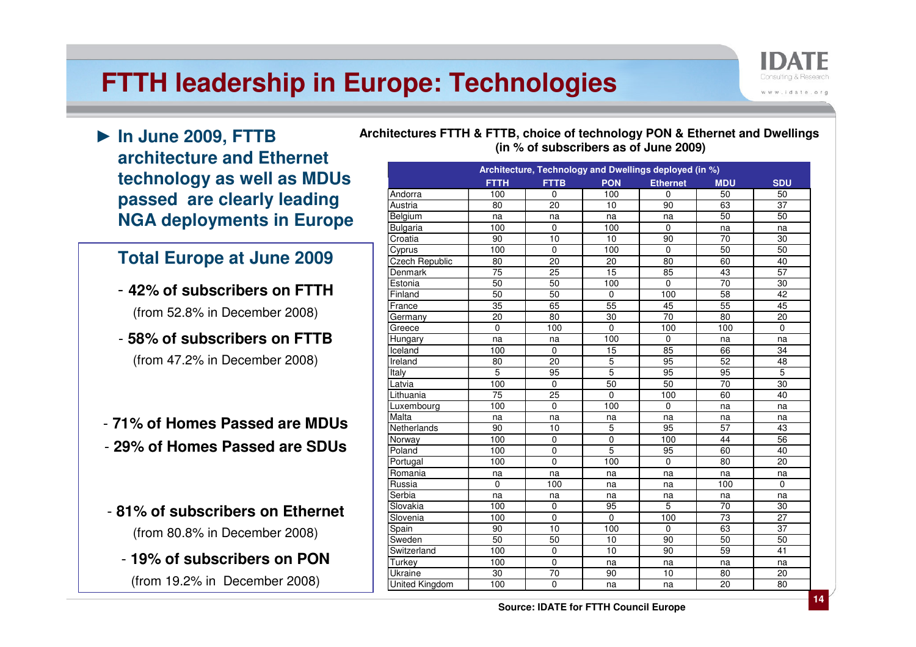# FTTH leadership in Europe: Technologies

► **In June 2009, FTTB architecture and Ethernet technology as well as MDUs passed are clearly leading NGA deployments in Europe**

## Total Europe at June 2009

- **42% of subscribers on FTTH**
  (from 52.8% in December 2008)
- **58% of subscribers on FTTB**
  (from 47.2% in December 2008)

- **71% of Homes Passed are MDUs**
- **29% of Homes Passed are SDUs**

- **81% of subscribers on Ethernet**
  (from 80.8% in December 2008)
- **19% of subscribers on PON**
  (from 19.2% in December 2008)

**Architectures FTTH & FTTB, choice of technology PON & Ethernet and Dwellings (in % of subscribers as of June 2009)**

| | Architecture, Technology and Dwellings deployed (in %) | | | | | |
|---|---|---|---|---|---|---|
| | FTTH | FTTB | PON | Ethernet | MDU | SDU |
| Andorra | 100 | 0 | 100 | 0 | 50 | 50 |
| Austria | 80 | 20 | 10 | 90 | 63 | 37 |
| Belgium | na | na | na | na | 50 | 50 |
| Bulgaria | 100 | 0 | 100 | 0 | na | na |
| Croatia | 90 | 10 | 10 | 90 | 70 | 30 |
| Cyprus | 100 | 0 | 100 | 0 | 50 | 50 |
| Czech Republic | 80 | 20 | 20 | 80 | 60 | 40 |
| Denmark | 75 | 25 | 15 | 85 | 43 | 57 |
| Estonia | 50 | 50 | 100 | 0 | 70 | 30 |
| Finland | 50 | 50 | 0 | 100 | 58 | 42 |
| France | 35 | 65 | 55 | 45 | 55 | 45 |
| Germany | 20 | 80 | 30 | 70 | 80 | 20 |
| Greece | 0 | 100 | 0 | 100 | 100 | 0 |
| Hungary | na | na | 100 | 0 | na | na |
| Iceland | 100 | 0 | 15 | 85 | 66 | 34 |
| Ireland | 80 | 20 | 5 | 95 | 52 | 48 |
| Italy | 5 | 95 | 5 | 95 | 95 | 5 |
| Latvia | 100 | 0 | 50 | 50 | 70 | 30 |
| Lithuania | 75 | 25 | 0 | 100 | 60 | 40 |
| Luxembourg | 100 | 0 | 100 | 0 | na | na |
| Malta | na | na | na | na | na | na |
| Netherlands | 90 | 10 | 5 | 95 | 57 | 43 |
| Norway | 100 | 0 | 0 | 100 | 44 | 56 |
| Poland | 100 | 0 | 5 | 95 | 60 | 40 |
| Portugal | 100 | 0 | 100 | 0 | 80 | 20 |
| Romania | na | na | na | na | na | na |
| Russia | 0 | 100 | na | na | 100 | 0 |
| Serbia | na | na | na | na | na | na |
| Slovakia | 100 | 0 | 95 | 5 | 70 | 30 |
| Slovenia | 100 | 0 | 0 | 100 | 73 | 27 |
| Spain | 90 | 10 | 100 | 0 | 63 | 37 |
| Sweden | 50 | 50 | 10 | 90 | 50 | 50 |
| Switzerland | 100 | 0 | 10 | 90 | 59 | 41 |
| Turkey | 100 | 0 | na | na | na | na |
| Ukraine | 30 | 70 | 90 | 10 | 80 | 20 |
| United Kingdom | 100 | 0 | na | na | 20 | 80 |

**Source: IDATE for FTTH Council Europe**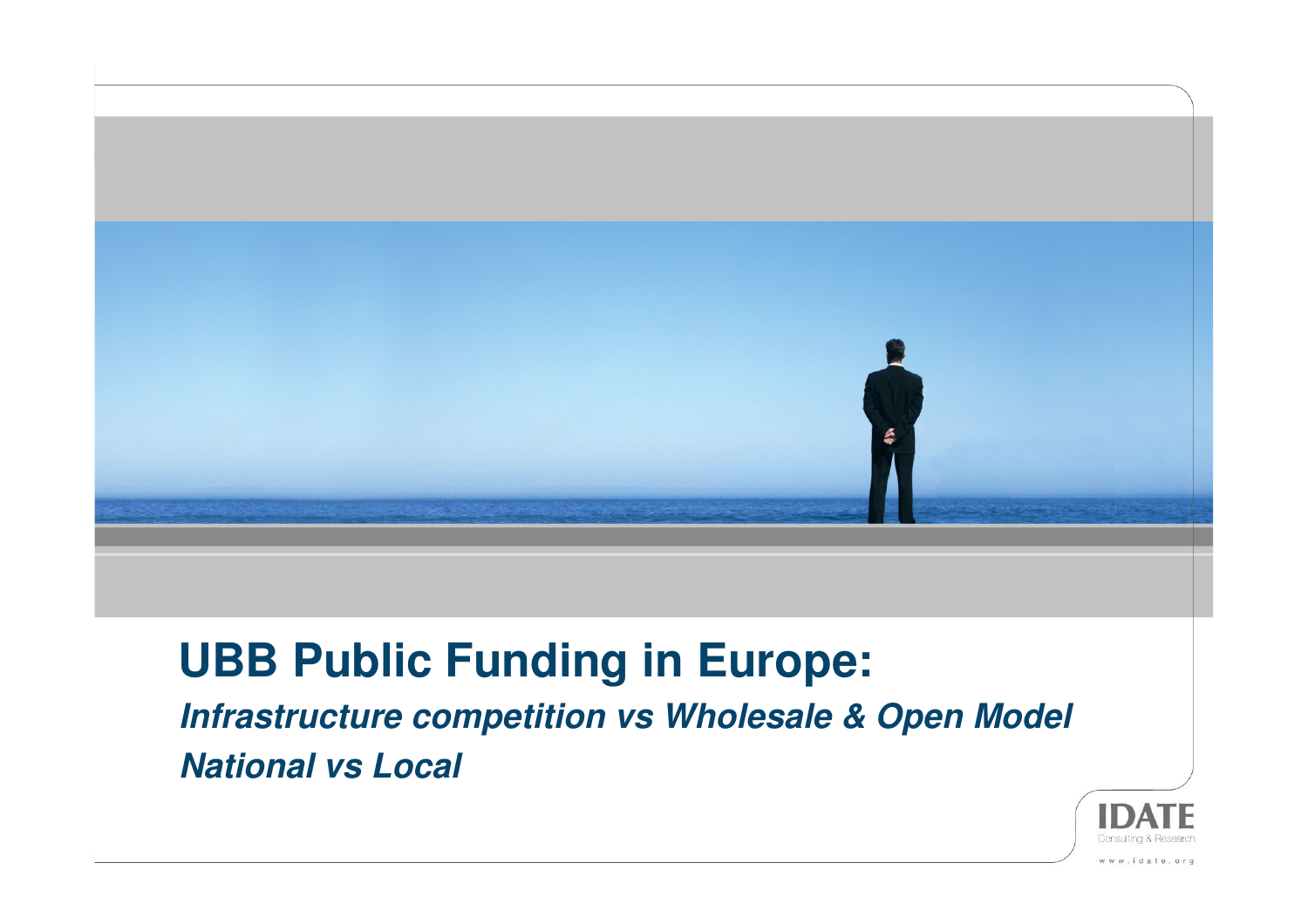# UBB Public Funding in Europe:

***Infrastructure competition vs Wholesale & Open Model***

***National vs Local***

IDATE

Consulting & Research

www.idate.org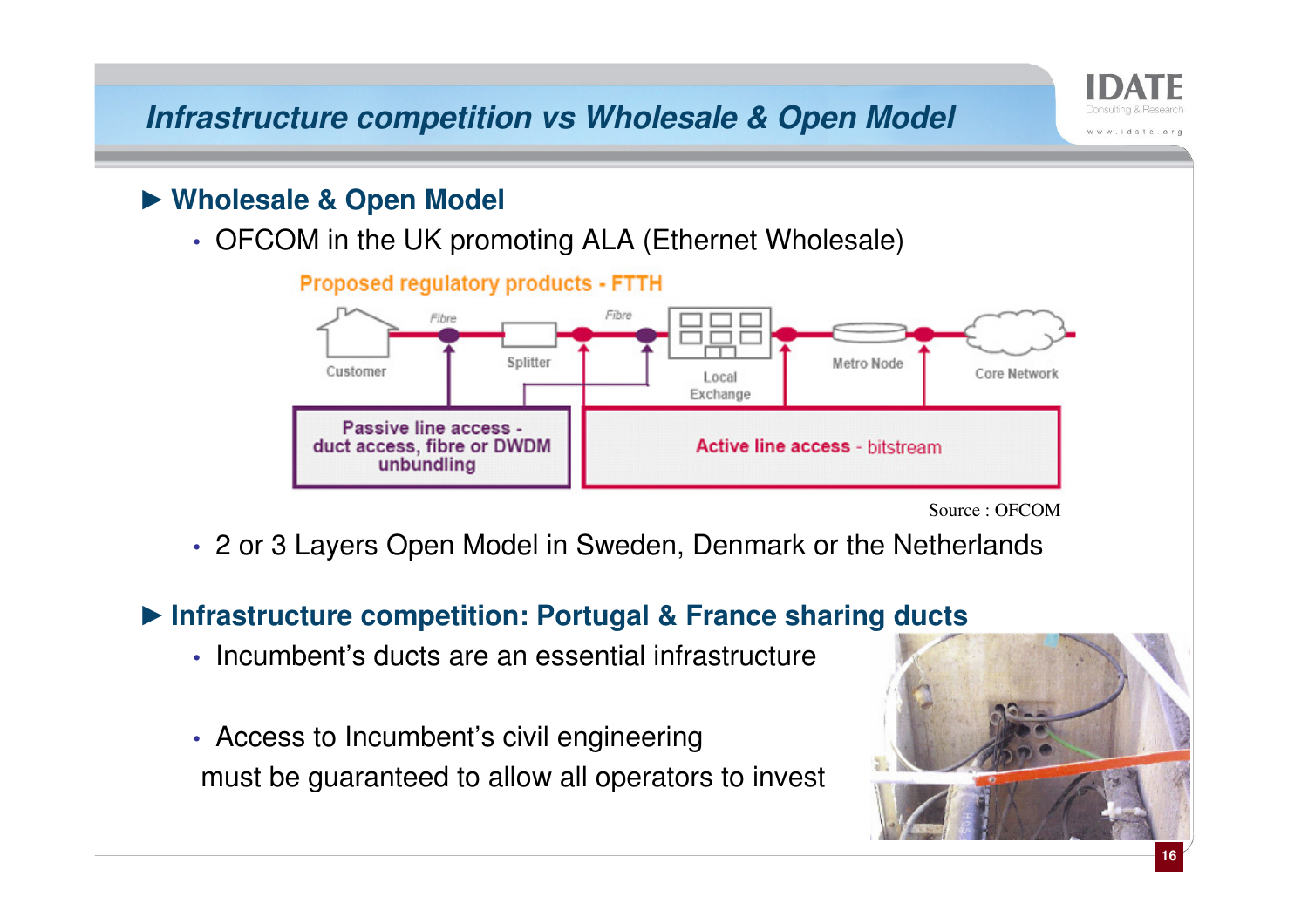# Infrastructure competition vs Wholesale & Open Model

## ► Wholesale & Open Model

- OFCOM in the UK promoting ALA (Ethernet Wholesale)

Proposed regulatory products - FTTH

Customer — Fibre — Splitter — Fibre — Local Exchange — Metro Node — Core Network

Passive line access - duct access, fibre or DWDM unbundling

Active line access - bitstream

Source : OFCOM

- 2 or 3 Layers Open Model in Sweden, Denmark or the Netherlands

## ► Infrastructure competition: Portugal & France sharing ducts

- Incumbent's ducts are an essential infrastructure
- Access to Incumbent's civil engineering must be guaranteed to allow all operators to invest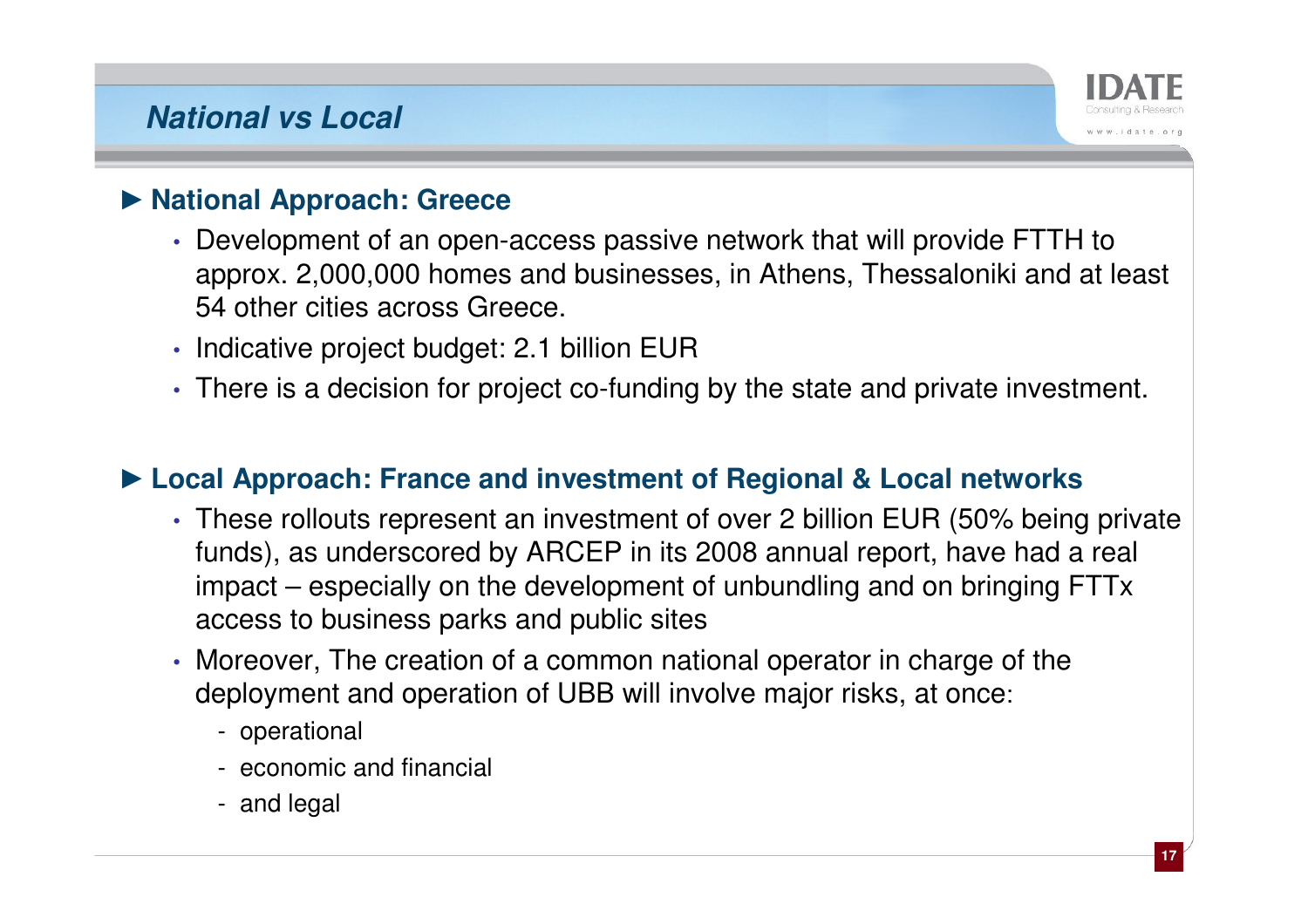# National vs Local

## ► National Approach: Greece

- Development of an open-access passive network that will provide FTTH to approx. 2,000,000 homes and businesses, in Athens, Thessaloniki and at least 54 other cities across Greece.
- Indicative project budget: 2.1 billion EUR
- There is a decision for project co-funding by the state and private investment.

## ► Local Approach: France and investment of Regional & Local networks

- These rollouts represent an investment of over 2 billion EUR (50% being private funds), as underscored by ARCEP in its 2008 annual report, have had a real impact – especially on the development of unbundling and on bringing FTTx access to business parks and public sites
- Moreover, The creation of a common national operator in charge of the deployment and operation of UBB will involve major risks, at once:
  - operational
  - economic and financial
  - and legal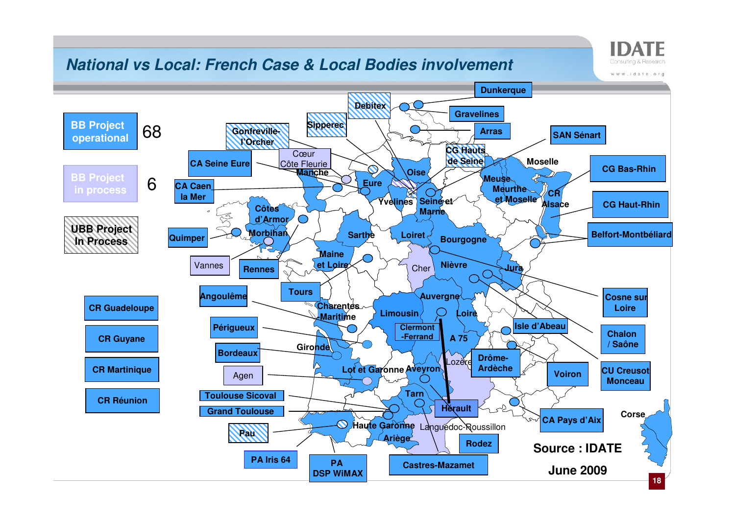# National vs Local: French Case & Local Bodies involvement

| | |
|---|---|
| BB Project operational | 68 |
| BB Project in process | 6 |
| UBB Project In Process | |

CR Guadeloupe

CR Guyane

CR Martinique

CR Réunion

Dunkerque

Gravelines

Arras

Debitex

Sipperec

Gonfreville-l'Orcher

CA Seine Eure

Cœur Côte Fleurie

CA Caen la Mer

CG Hauts de Seine

SAN Sénart

CG Bas-Rhin

CG Haut-Rhin

Belfort-Montbéliard

Quimper

Vannes

Rennes

Tours

Angoulême

Périgueux

Bordeaux

Agen

Toulouse Sicoval

Grand Toulouse

Pau

PA Iris 64

PA DSP WiMAX

Castres-Mazamet

Rodez

Hérault

Clermont-Ferrand

Drôme-Ardèche

Isle d'Abeau

Voiron

CA Pays d'Aix

Cosne sur Loire

Chalon / Saône

CU Creusot Monceau

Manche, Eure, Oise, Yvelines, Seine et Marne, Côtes d'Armor, Morbihan, Sarthe, Loiret, Bourgogne, Maine et Loire, Cher, Nièvre, Jura, Moselle, Meuse, Meurthe et Moselle, CR Alsace, Auvergne, Limousin, Loire, Charentes-Maritime, Gironde, A 75, Lozère, Lot et Garonne, Aveyron, Tarn, Haute Garonne, Ariège, Languedoc-Roussillon, Corse

**Source : IDATE**

**June 2009**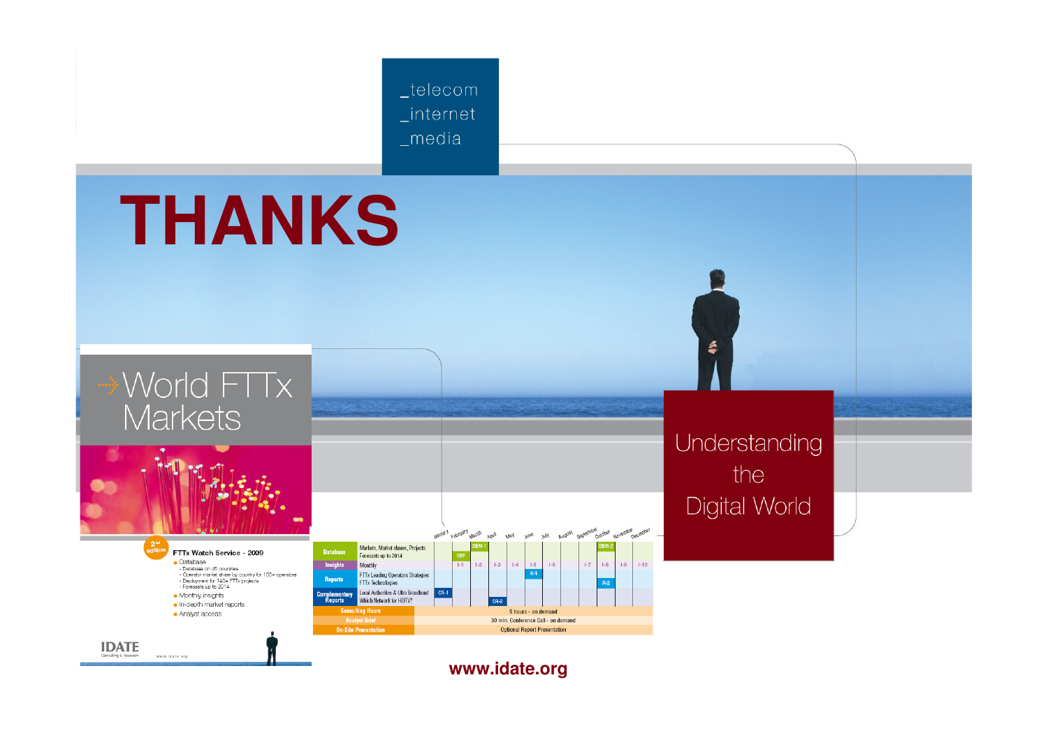_telecom
_internet
_media

# THANKS

## World FTTx Markets

2nd edition

**FTTx Watch Service - 2009**

- Database
  - Database on 65 countries
  - Operator market share by country for 100+ operators
  - Deployment for 140+ FTTx projects
  - Forecasts up to 2014
- Monthly insights
- In-depth market reports
- Analyst access

IDATE Consulting & Research

www.idate.org

| | | January | February | March | April | May | June | July | August | September | October | November | December |
|---|---|---|---|---|---|---|---|---|---|---|---|---|---|
| Database | Markets, Market shares, Projects Forecasts up to 2014 | | DBF | DBM-1 | | | | | | | DBM-2 | | |
| Insights | Monthly | | I-1 | I-2 | I-3 | I-4 | I-5 | I-6 | | I-7 | I-8 | I-9 | I-10 |
| Reports | FTTx Leading Operators Strategies FTTx Technologies | | | | | | R-1 | | | | R-2 | | |
| Complementary Reports | Local Authorities & Ultra Broadband Which Network for HDTV? | CR-1 | | | CR-2 | | | | | | | | |
| Consulting Hours | | 5 hours - on demand | | | | | | | | | | | |
| Analyst Brief | | 30 min. Conference Call - on demand | | | | | | | | | | | |
| On-Site Presentation | | Optional Report Presentation | | | | | | | | | | | |

Understanding the Digital World

www.idate.org